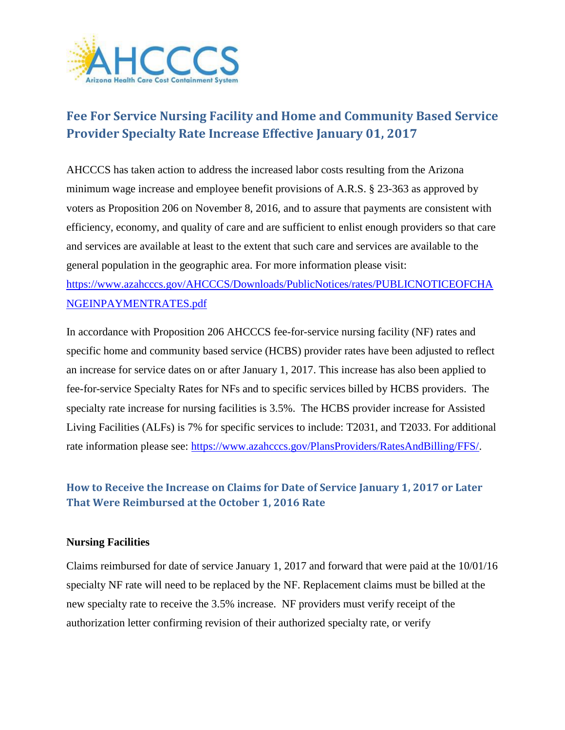AHCCCS
Arizona Health Care Cost Containment System

## Fee For Service Nursing Facility and Home and Community Based Service Provider Specialty Rate Increase Effective January 01, 2017

AHCCCS has taken action to address the increased labor costs resulting from the Arizona minimum wage increase and employee benefit provisions of A.R.S. § 23-363 as approved by voters as Proposition 206 on November 8, 2016, and to assure that payments are consistent with efficiency, economy, and quality of care and are sufficient to enlist enough providers so that care and services are available at least to the extent that such care and services are available to the general population in the geographic area. For more information please visit: [https://www.azahcccs.gov/AHCCCS/Downloads/PublicNotices/rates/PUBLICNOTICEOFCHANGEINPAYMENTRATES.pdf](https://www.azahcccs.gov/AHCCCS/Downloads/PublicNotices/rates/PUBLICNOTICEOFCHANGEINPAYMENTRATES.pdf)

In accordance with Proposition 206 AHCCCS fee-for-service nursing facility (NF) rates and specific home and community based service (HCBS) provider rates have been adjusted to reflect an increase for service dates on or after January 1, 2017. This increase has also been applied to fee-for-service Specialty Rates for NFs and to specific services billed by HCBS providers. The specialty rate increase for nursing facilities is 3.5%. The HCBS provider increase for Assisted Living Facilities (ALFs) is 7% for specific services to include: T2031, and T2033. For additional rate information please see: [https://www.azahcccs.gov/PlansProviders/RatesAndBilling/FFS/](https://www.azahcccs.gov/PlansProviders/RatesAndBilling/FFS/).

### How to Receive the Increase on Claims for Date of Service January 1, 2017 or Later That Were Reimbursed at the October 1, 2016 Rate

**Nursing Facilities**

Claims reimbursed for date of service January 1, 2017 and forward that were paid at the 10/01/16 specialty NF rate will need to be replaced by the NF. Replacement claims must be billed at the new specialty rate to receive the 3.5% increase. NF providers must verify receipt of the authorization letter confirming revision of their authorized specialty rate, or verify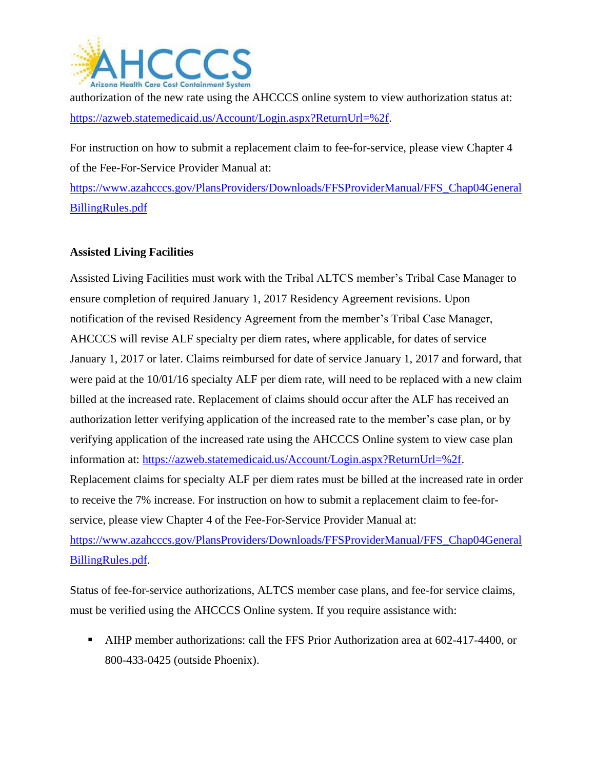authorization of the new rate using the AHCCCS online system to view authorization status at: https://azweb.statemedicaid.us/Account/Login.aspx?ReturnUrl=%2f.

For instruction on how to submit a replacement claim to fee-for-service, please view Chapter 4 of the Fee-For-Service Provider Manual at: https://www.azahcccs.gov/PlansProviders/Downloads/FFSProviderManual/FFS_Chap04GeneralBillingRules.pdf

**Assisted Living Facilities**

Assisted Living Facilities must work with the Tribal ALTCS member's Tribal Case Manager to ensure completion of required January 1, 2017 Residency Agreement revisions. Upon notification of the revised Residency Agreement from the member's Tribal Case Manager, AHCCCS will revise ALF specialty per diem rates, where applicable, for dates of service January 1, 2017 or later. Claims reimbursed for date of service January 1, 2017 and forward, that were paid at the 10/01/16 specialty ALF per diem rate, will need to be replaced with a new claim billed at the increased rate. Replacement of claims should occur after the ALF has received an authorization letter verifying application of the increased rate to the member's case plan, or by verifying application of the increased rate using the AHCCCS Online system to view case plan information at: https://azweb.statemedicaid.us/Account/Login.aspx?ReturnUrl=%2f. Replacement claims for specialty ALF per diem rates must be billed at the increased rate in order to receive the 7% increase. For instruction on how to submit a replacement claim to fee-for-service, please view Chapter 4 of the Fee-For-Service Provider Manual at: https://www.azahcccs.gov/PlansProviders/Downloads/FFSProviderManual/FFS_Chap04GeneralBillingRules.pdf.

Status of fee-for-service authorizations, ALTCS member case plans, and fee-for service claims, must be verified using the AHCCCS Online system. If you require assistance with:

- AIHP member authorizations: call the FFS Prior Authorization area at 602-417-4400, or 800-433-0425 (outside Phoenix).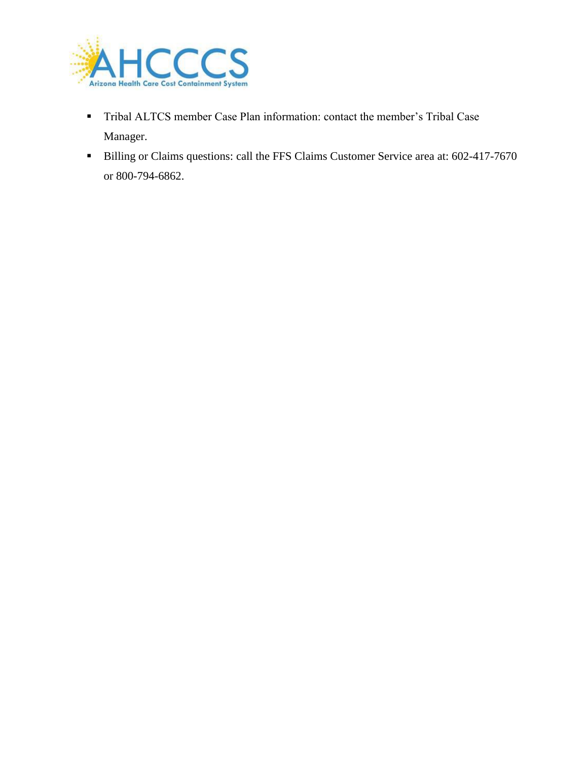- Tribal ALTCS member Case Plan information: contact the member's Tribal Case Manager.
- Billing or Claims questions: call the FFS Claims Customer Service area at: 602-417-7670 or 800-794-6862.